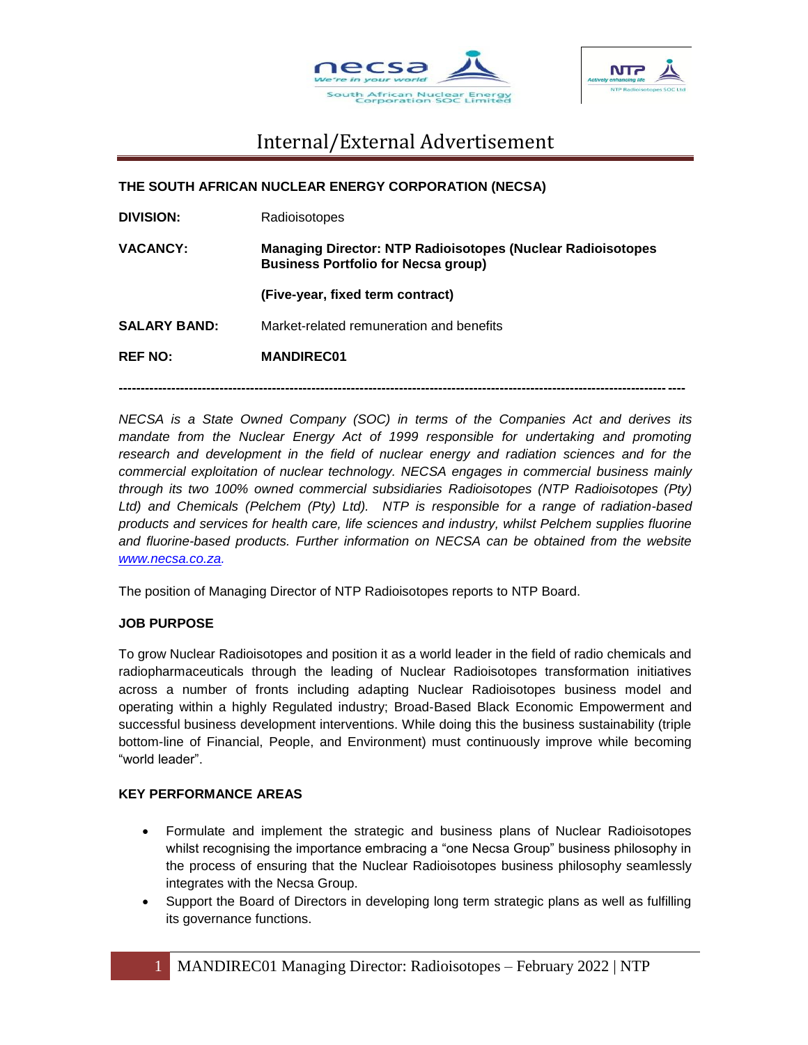# Internal/External Advertisement

**THE SOUTH AFRICAN NUCLEAR ENERGY CORPORATION (NECSA)**

**DIVISION:** Radioisotopes

**VACANCY:** **Managing Director: NTP Radioisotopes (Nuclear Radioisotopes Business Portfolio for Necsa group)**

**(Five-year, fixed term contract)**

**SALARY BAND:** Market-related remuneration and benefits

**REF NO:** **MANDIREC01**

---

*NECSA is a State Owned Company (SOC) in terms of the Companies Act and derives its mandate from the Nuclear Energy Act of 1999 responsible for undertaking and promoting research and development in the field of nuclear energy and radiation sciences and for the commercial exploitation of nuclear technology. NECSA engages in commercial business mainly through its two 100% owned commercial subsidiaries Radioisotopes (NTP Radioisotopes (Pty) Ltd) and Chemicals (Pelchem (Pty) Ltd). NTP is responsible for a range of radiation-based products and services for health care, life sciences and industry, whilst Pelchem supplies fluorine and fluorine-based products. Further information on NECSA can be obtained from the website [www.necsa.co.za](http://www.necsa.co.za).*

The position of Managing Director of NTP Radioisotopes reports to NTP Board.

**JOB PURPOSE**

To grow Nuclear Radioisotopes and position it as a world leader in the field of radio chemicals and radiopharmaceuticals through the leading of Nuclear Radioisotopes transformation initiatives across a number of fronts including adapting Nuclear Radioisotopes business model and operating within a highly Regulated industry; Broad-Based Black Economic Empowerment and successful business development interventions. While doing this the business sustainability (triple bottom-line of Financial, People, and Environment) must continuously improve while becoming "world leader".

**KEY PERFORMANCE AREAS**

- Formulate and implement the strategic and business plans of Nuclear Radioisotopes whilst recognising the importance embracing a "one Necsa Group" business philosophy in the process of ensuring that the Nuclear Radioisotopes business philosophy seamlessly integrates with the Necsa Group.
- Support the Board of Directors in developing long term strategic plans as well as fulfilling its governance functions.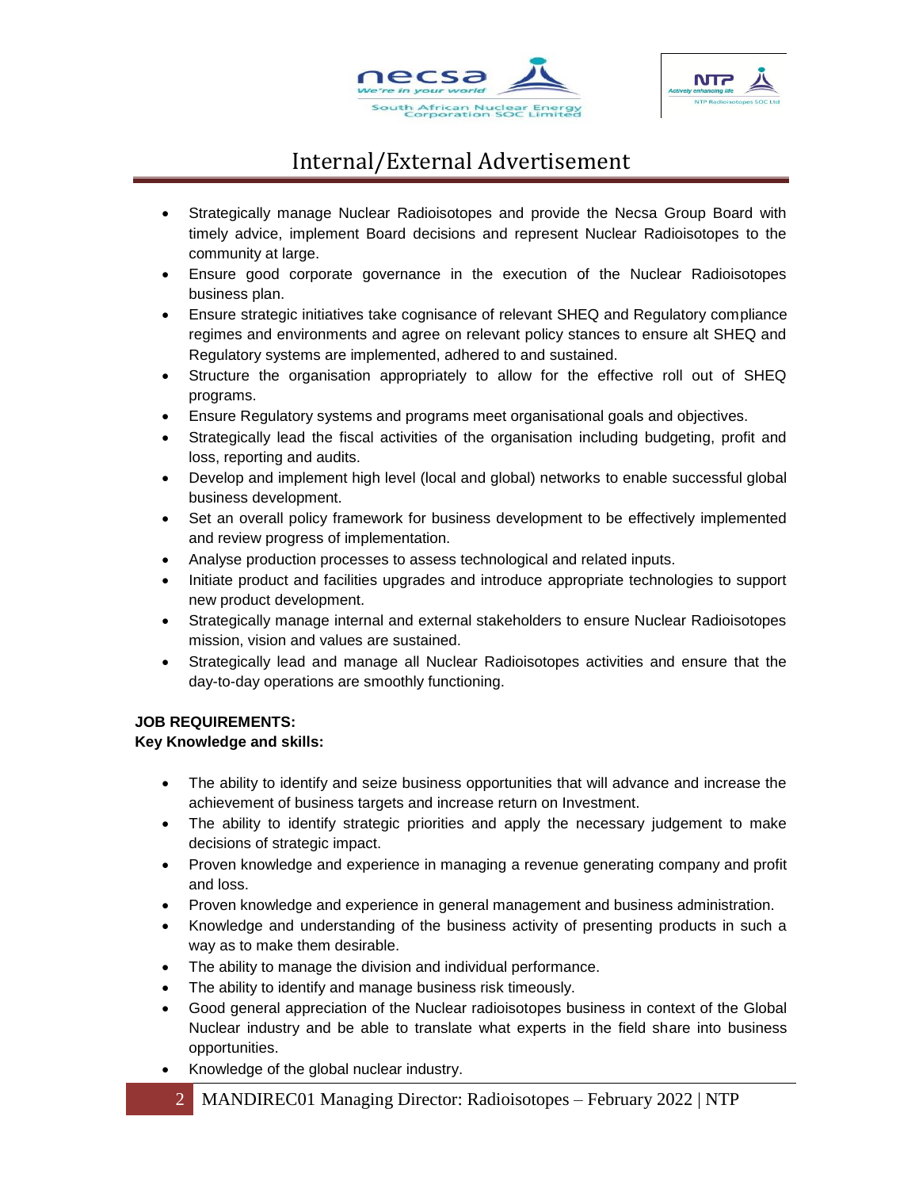- Strategically manage Nuclear Radioisotopes and provide the Necsa Group Board with timely advice, implement Board decisions and represent Nuclear Radioisotopes to the community at large.
- Ensure good corporate governance in the execution of the Nuclear Radioisotopes business plan.
- Ensure strategic initiatives take cognisance of relevant SHEQ and Regulatory compliance regimes and environments and agree on relevant policy stances to ensure alt SHEQ and Regulatory systems are implemented, adhered to and sustained.
- Structure the organisation appropriately to allow for the effective roll out of SHEQ programs.
- Ensure Regulatory systems and programs meet organisational goals and objectives.
- Strategically lead the fiscal activities of the organisation including budgeting, profit and loss, reporting and audits.
- Develop and implement high level (local and global) networks to enable successful global business development.
- Set an overall policy framework for business development to be effectively implemented and review progress of implementation.
- Analyse production processes to assess technological and related inputs.
- Initiate product and facilities upgrades and introduce appropriate technologies to support new product development.
- Strategically manage internal and external stakeholders to ensure Nuclear Radioisotopes mission, vision and values are sustained.
- Strategically lead and manage all Nuclear Radioisotopes activities and ensure that the day-to-day operations are smoothly functioning.

**JOB REQUIREMENTS:**
**Key Knowledge and skills:**

- The ability to identify and seize business opportunities that will advance and increase the achievement of business targets and increase return on Investment.
- The ability to identify strategic priorities and apply the necessary judgement to make decisions of strategic impact.
- Proven knowledge and experience in managing a revenue generating company and profit and loss.
- Proven knowledge and experience in general management and business administration.
- Knowledge and understanding of the business activity of presenting products in such a way as to make them desirable.
- The ability to manage the division and individual performance.
- The ability to identify and manage business risk timeously.
- Good general appreciation of the Nuclear radioisotopes business in context of the Global Nuclear industry and be able to translate what experts in the field share into business opportunities.
- Knowledge of the global nuclear industry.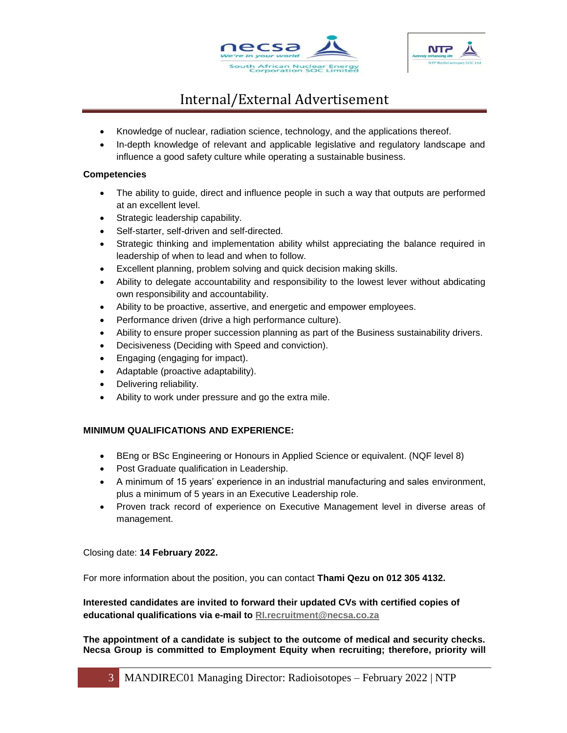- Knowledge of nuclear, radiation science, technology, and the applications thereof.
- In-depth knowledge of relevant and applicable legislative and regulatory landscape and influence a good safety culture while operating a sustainable business.

**Competencies**

- The ability to guide, direct and influence people in such a way that outputs are performed at an excellent level.
- Strategic leadership capability.
- Self-starter, self-driven and self-directed.
- Strategic thinking and implementation ability whilst appreciating the balance required in leadership of when to lead and when to follow.
- Excellent planning, problem solving and quick decision making skills.
- Ability to delegate accountability and responsibility to the lowest lever without abdicating own responsibility and accountability.
- Ability to be proactive, assertive, and energetic and empower employees.
- Performance driven (drive a high performance culture).
- Ability to ensure proper succession planning as part of the Business sustainability drivers.
- Decisiveness (Deciding with Speed and conviction).
- Engaging (engaging for impact).
- Adaptable (proactive adaptability).
- Delivering reliability.
- Ability to work under pressure and go the extra mile.

**MINIMUM QUALIFICATIONS AND EXPERIENCE:**

- BEng or BSc Engineering or Honours in Applied Science or equivalent. (NQF level 8)
- Post Graduate qualification in Leadership.
- A minimum of 15 years' experience in an industrial manufacturing and sales environment, plus a minimum of 5 years in an Executive Leadership role.
- Proven track record of experience on Executive Management level in diverse areas of management.

Closing date: **14 February 2022.**

For more information about the position, you can contact **Thami Qezu on 012 305 4132.**

**Interested candidates are invited to forward their updated CVs with certified copies of educational qualifications via e-mail to RI.recruitment@necsa.co.za**

**The appointment of a candidate is subject to the outcome of medical and security checks. Necsa Group is committed to Employment Equity when recruiting; therefore, priority will**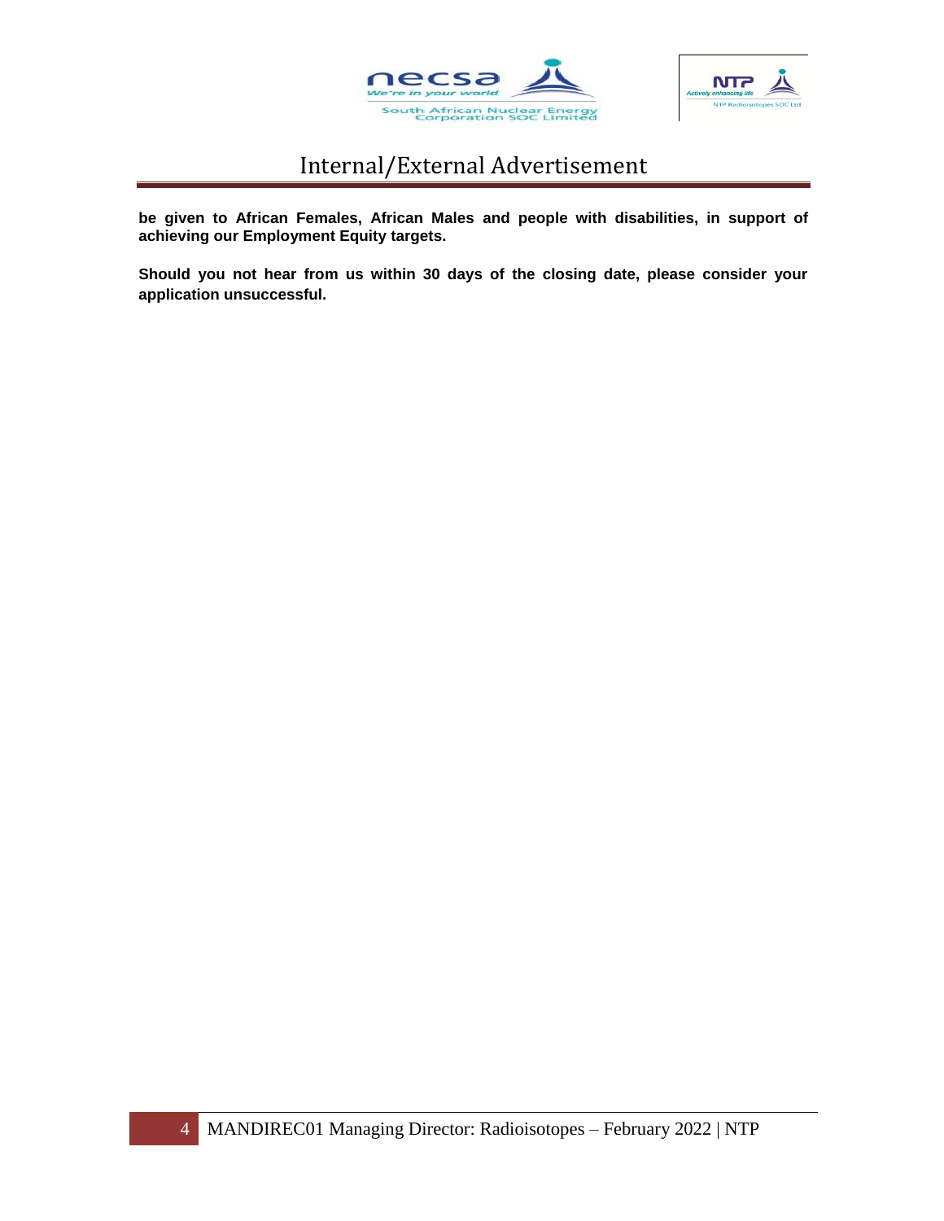**be given to African Females, African Males and people with disabilities, in support of achieving our Employment Equity targets.**

**Should you not hear from us within 30 days of the closing date, please consider your application unsuccessful.**